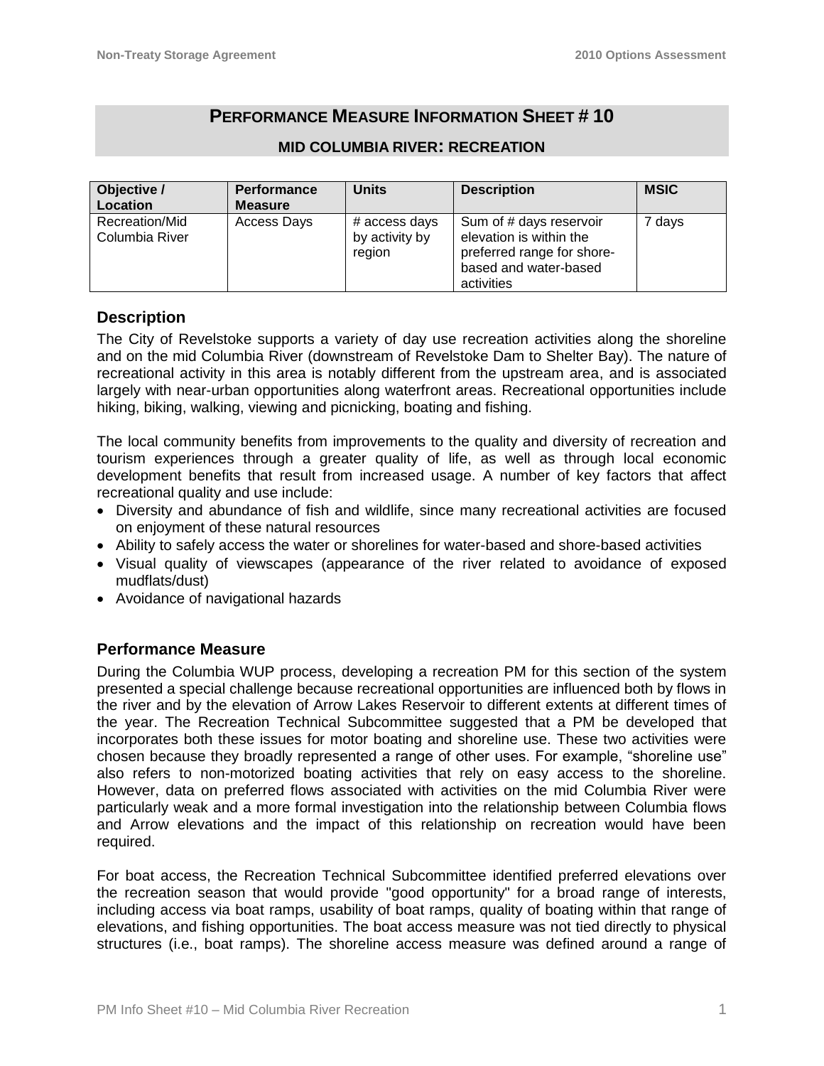# PERFORMANCE MEASURE INFORMATION SHEET # 10

## MID COLUMBIA RIVER: RECREATION

| Objective / Location | Performance Measure | Units | Description | MSIC |
|---|---|---|---|---|
| Recreation/Mid Columbia River | Access Days | # access days by activity by region | Sum of # days reservoir elevation is within the preferred range for shore-based and water-based activities | 7 days |

### Description

The City of Revelstoke supports a variety of day use recreation activities along the shoreline and on the mid Columbia River (downstream of Revelstoke Dam to Shelter Bay). The nature of recreational activity in this area is notably different from the upstream area, and is associated largely with near-urban opportunities along waterfront areas. Recreational opportunities include hiking, biking, walking, viewing and picnicking, boating and fishing.

The local community benefits from improvements to the quality and diversity of recreation and tourism experiences through a greater quality of life, as well as through local economic development benefits that result from increased usage. A number of key factors that affect recreational quality and use include:

- Diversity and abundance of fish and wildlife, since many recreational activities are focused on enjoyment of these natural resources
- Ability to safely access the water or shorelines for water-based and shore-based activities
- Visual quality of viewscapes (appearance of the river related to avoidance of exposed mudflats/dust)
- Avoidance of navigational hazards

### Performance Measure

During the Columbia WUP process, developing a recreation PM for this section of the system presented a special challenge because recreational opportunities are influenced both by flows in the river and by the elevation of Arrow Lakes Reservoir to different extents at different times of the year. The Recreation Technical Subcommittee suggested that a PM be developed that incorporates both these issues for motor boating and shoreline use. These two activities were chosen because they broadly represented a range of other uses. For example, "shoreline use" also refers to non-motorized boating activities that rely on easy access to the shoreline. However, data on preferred flows associated with activities on the mid Columbia River were particularly weak and a more formal investigation into the relationship between Columbia flows and Arrow elevations and the impact of this relationship on recreation would have been required.

For boat access, the Recreation Technical Subcommittee identified preferred elevations over the recreation season that would provide "good opportunity" for a broad range of interests, including access via boat ramps, usability of boat ramps, quality of boating within that range of elevations, and fishing opportunities. The boat access measure was not tied directly to physical structures (i.e., boat ramps). The shoreline access measure was defined around a range of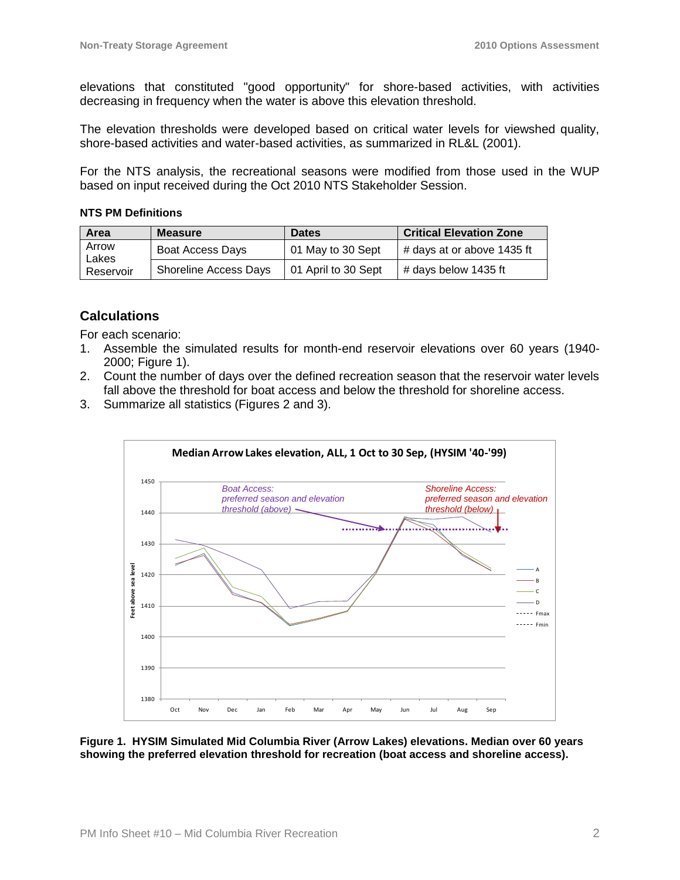elevations that constituted "good opportunity" for shore-based activities, with activities decreasing in frequency when the water is above this elevation threshold.

The elevation thresholds were developed based on critical water levels for viewshed quality, shore-based activities and water-based activities, as summarized in RL&L (2001).

For the NTS analysis, the recreational seasons were modified from those used in the WUP based on input received during the Oct 2010 NTS Stakeholder Session.

**NTS PM Definitions**

| Area | Measure | Dates | Critical Elevation Zone |
|---|---|---|---|
| Arrow Lakes Reservoir | Boat Access Days | 01 May to 30 Sept | # days at or above 1435 ft |
| | Shoreline Access Days | 01 April to 30 Sept | # days below 1435 ft |

## Calculations

For each scenario:

1. Assemble the simulated results for month-end reservoir elevations over 60 years (1940-2000; Figure 1).
2. Count the number of days over the defined recreation season that the reservoir water levels fall above the threshold for boat access and below the threshold for shoreline access.
3. Summarize all statistics (Figures 2 and 3).

**Figure 1. HYSIM Simulated Mid Columbia River (Arrow Lakes) elevations. Median over 60 years showing the preferred elevation threshold for recreation (boat access and shoreline access).**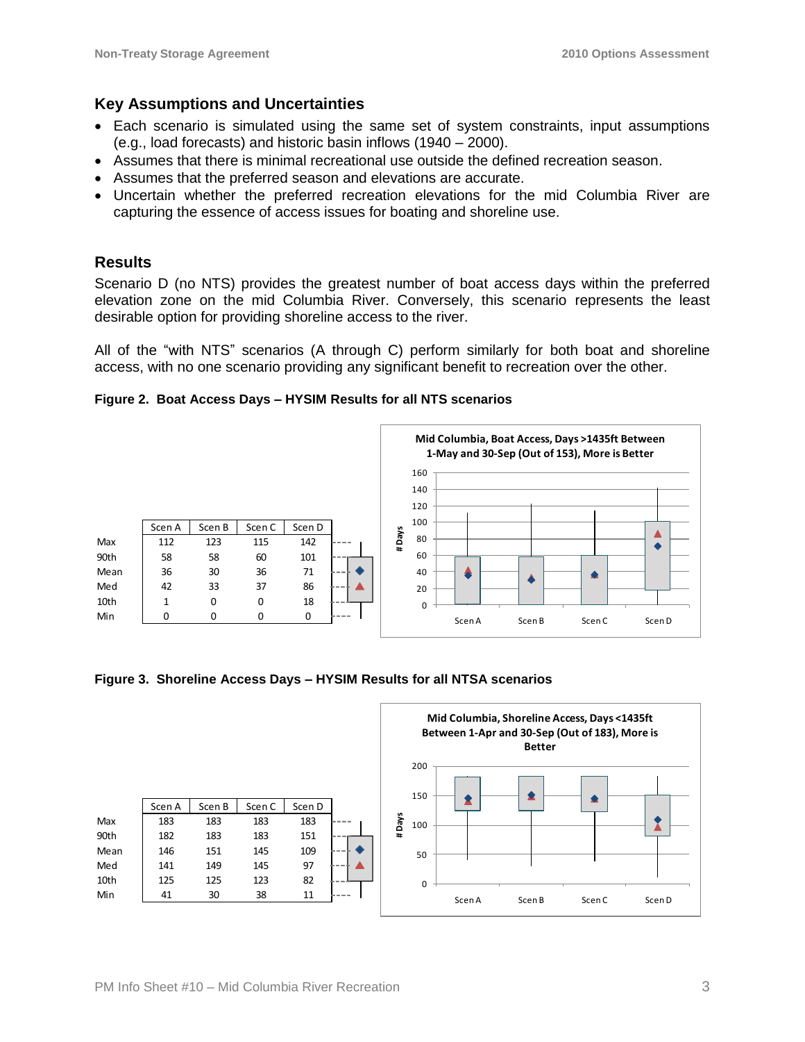## Key Assumptions and Uncertainties

- Each scenario is simulated using the same set of system constraints, input assumptions (e.g., load forecasts) and historic basin inflows (1940 – 2000).
- Assumes that there is minimal recreational use outside the defined recreation season.
- Assumes that the preferred season and elevations are accurate.
- Uncertain whether the preferred recreation elevations for the mid Columbia River are capturing the essence of access issues for boating and shoreline use.

## Results

Scenario D (no NTS) provides the greatest number of boat access days within the preferred elevation zone on the mid Columbia River. Conversely, this scenario represents the least desirable option for providing shoreline access to the river.

All of the “with NTS” scenarios (A through C) perform similarly for both boat and shoreline access, with no one scenario providing any significant benefit to recreation over the other.

**Figure 2. Boat Access Days – HYSIM Results for all NTS scenarios**

| | Scen A | Scen B | Scen C | Scen D |
|---|---|---|---|---|
| Max | 112 | 123 | 115 | 142 |
| 90th | 58 | 58 | 60 | 101 |
| Mean | 36 | 30 | 36 | 71 |
| Med | 42 | 33 | 37 | 86 |
| 10th | 1 | 0 | 0 | 18 |
| Min | 0 | 0 | 0 | 0 |

Mid Columbia, Boat Access, Days >1435ft Between 1-May and 30-Sep (Out of 153), More is Better

**Figure 3. Shoreline Access Days – HYSIM Results for all NTSA scenarios**

| | Scen A | Scen B | Scen C | Scen D |
|---|---|---|---|---|
| Max | 183 | 183 | 183 | 183 |
| 90th | 182 | 183 | 183 | 151 |
| Mean | 146 | 151 | 145 | 109 |
| Med | 141 | 149 | 145 | 97 |
| 10th | 125 | 125 | 123 | 82 |
| Min | 41 | 30 | 38 | 11 |

Mid Columbia, Shoreline Access, Days <1435ft Between 1-Apr and 30-Sep (Out of 183), More is Better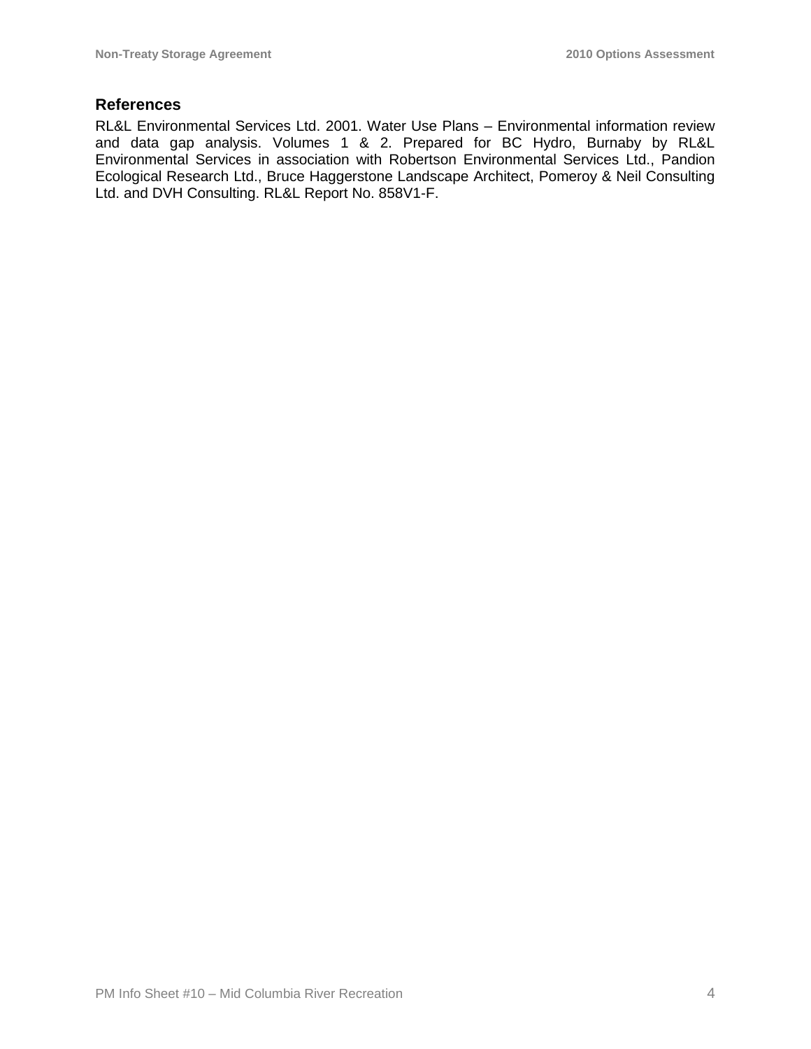## References

RL&L Environmental Services Ltd. 2001. Water Use Plans – Environmental information review and data gap analysis. Volumes 1 & 2. Prepared for BC Hydro, Burnaby by RL&L Environmental Services in association with Robertson Environmental Services Ltd., Pandion Ecological Research Ltd., Bruce Haggerstone Landscape Architect, Pomeroy & Neil Consulting Ltd. and DVH Consulting. RL&L Report No. 858V1-F.